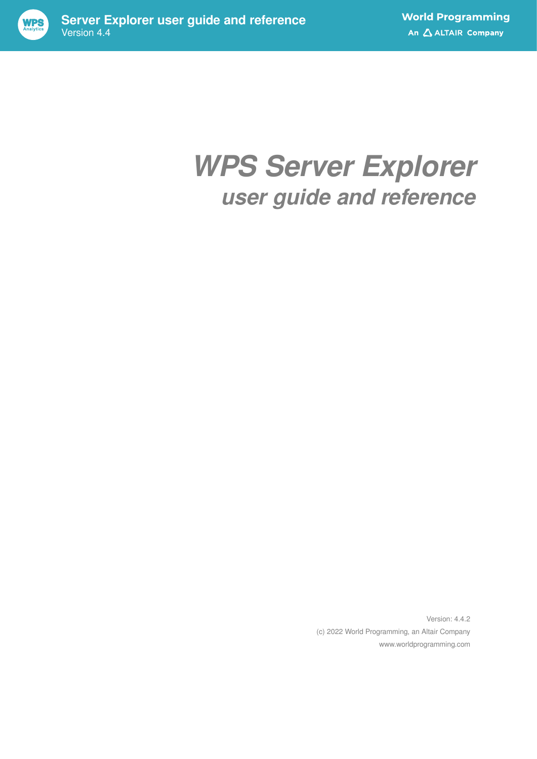# WPS Server Explorer

## user guide and reference

Version: 4.4.2

(c) 2022 World Programming, an Altair Company

www.worldprogramming.com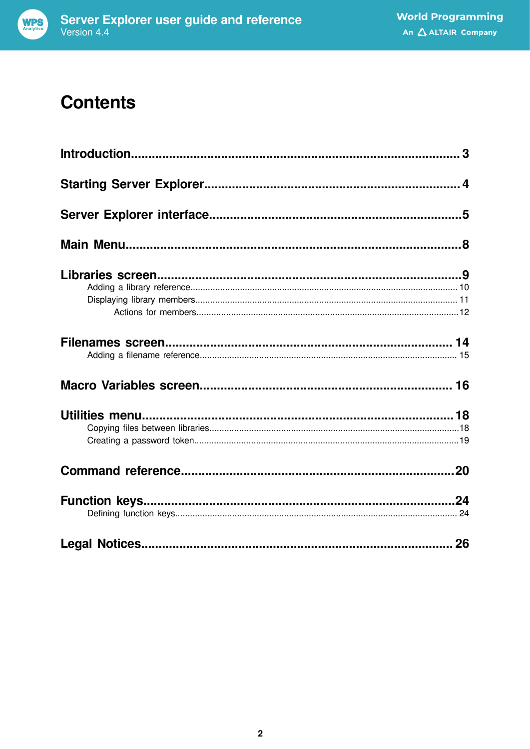# Contents

**Introduction** ........................................ 3

**Starting Server Explorer** ........................................ 4

**Server Explorer interface** ........................................ 5

**Main Menu** ........................................ 8

**Libraries screen** ........................................ 9

- Adding a library reference ........................................ 10
- Displaying library members ........................................ 11
  - Actions for members ........................................ 12

**Filenames screen** ........................................ 14

- Adding a filename reference ........................................ 15

**Macro Variables screen** ........................................ 16

**Utilities menu** ........................................ 18

- Copying files between libraries ........................................ 18
- Creating a password token ........................................ 19

**Command reference** ........................................ 20

**Function keys** ........................................ 24

- Defining function keys ........................................ 24

**Legal Notices** ........................................ 26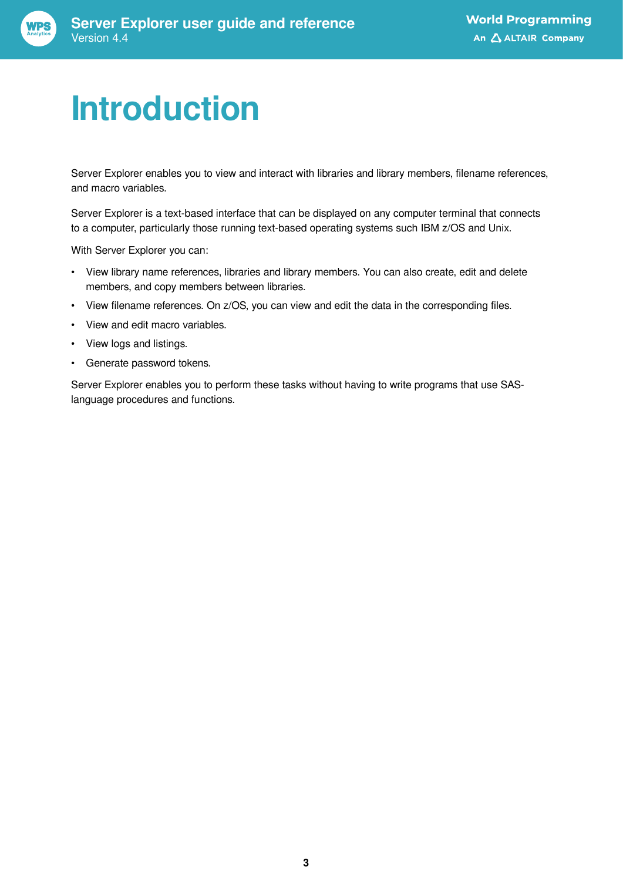# Introduction

Server Explorer enables you to view and interact with libraries and library members, filename references, and macro variables.

Server Explorer is a text-based interface that can be displayed on any computer terminal that connects to a computer, particularly those running text-based operating systems such IBM z/OS and Unix.

With Server Explorer you can:

- View library name references, libraries and library members. You can also create, edit and delete members, and copy members between libraries.
- View filename references. On z/OS, you can view and edit the data in the corresponding files.
- View and edit macro variables.
- View logs and listings.
- Generate password tokens.

Server Explorer enables you to perform these tasks without having to write programs that use SAS-language procedures and functions.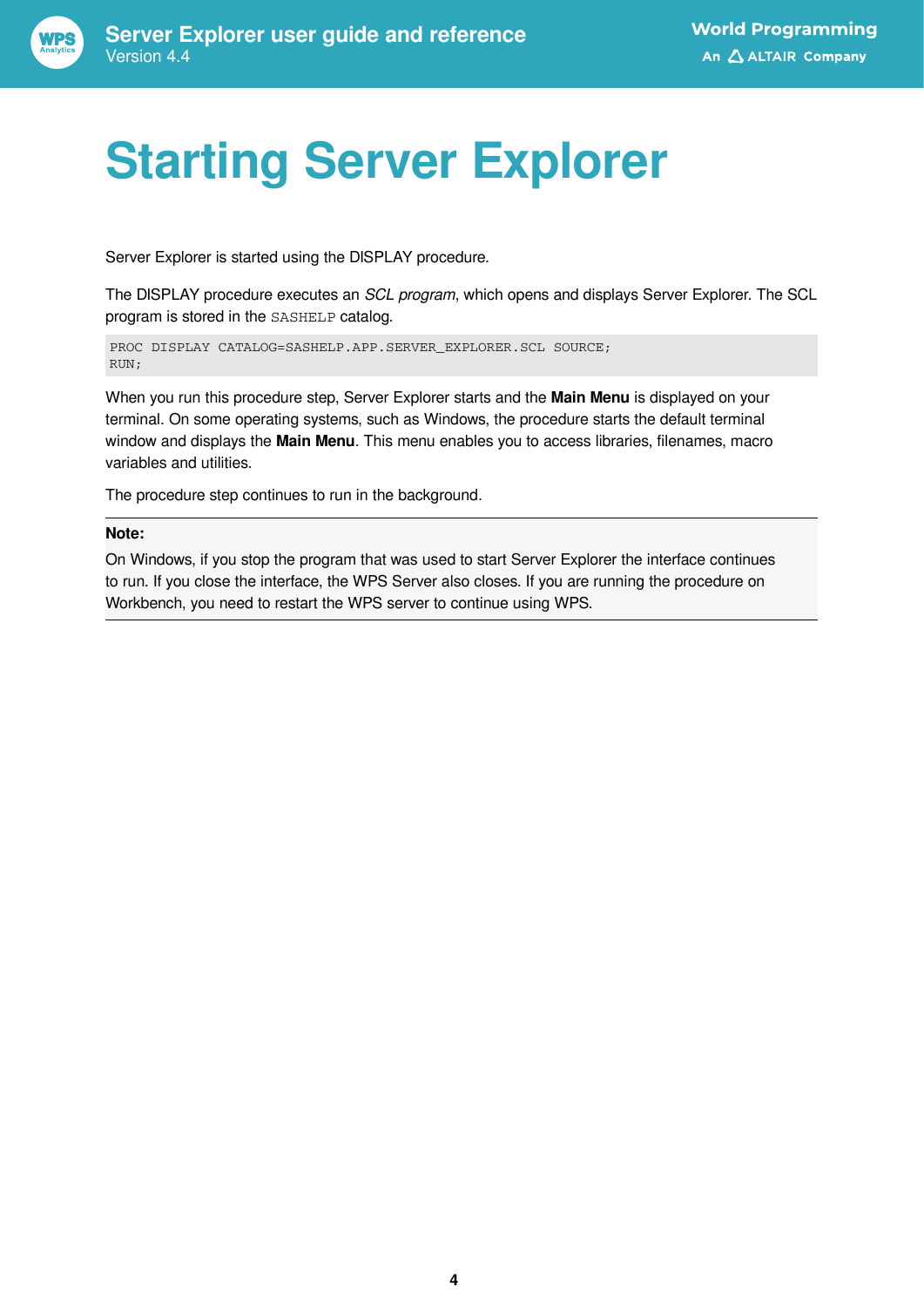# Starting Server Explorer

Server Explorer is started using the DISPLAY procedure.

The DISPLAY procedure executes an *SCL program*, which opens and displays Server Explorer. The SCL program is stored in the `SASHELP` catalog.

```
PROC DISPLAY CATALOG=SASHELP.APP.SERVER_EXPLORER.SCL SOURCE;
RUN;
```

When you run this procedure step, Server Explorer starts and the **Main Menu** is displayed on your terminal. On some operating systems, such as Windows, the procedure starts the default terminal window and displays the **Main Menu**. This menu enables you to access libraries, filenames, macro variables and utilities.

The procedure step continues to run in the background.

**Note:**

On Windows, if you stop the program that was used to start Server Explorer the interface continues to run. If you close the interface, the WPS Server also closes. If you are running the procedure on Workbench, you need to restart the WPS server to continue using WPS.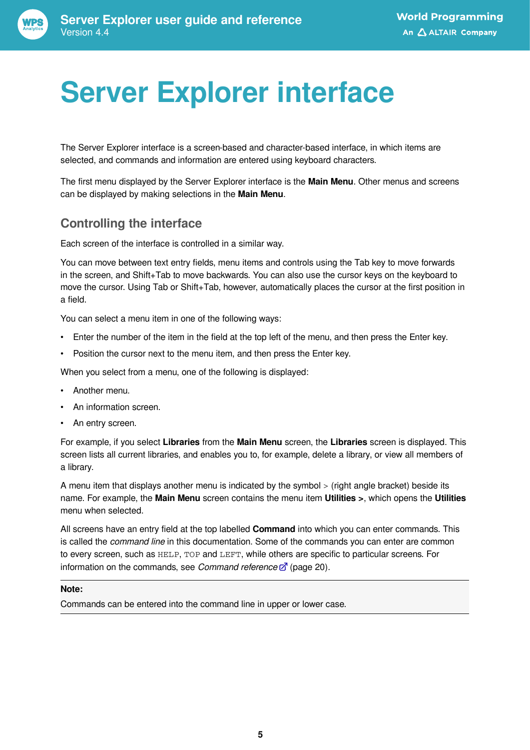# Server Explorer interface

The Server Explorer interface is a screen-based and character-based interface, in which items are selected, and commands and information are entered using keyboard characters.

The first menu displayed by the Server Explorer interface is the **Main Menu**. Other menus and screens can be displayed by making selections in the **Main Menu**.

## Controlling the interface

Each screen of the interface is controlled in a similar way.

You can move between text entry fields, menu items and controls using the Tab key to move forwards in the screen, and Shift+Tab to move backwards. You can also use the cursor keys on the keyboard to move the cursor. Using Tab or Shift+Tab, however, automatically places the cursor at the first position in a field.

You can select a menu item in one of the following ways:

- Enter the number of the item in the field at the top left of the menu, and then press the Enter key.
- Position the cursor next to the menu item, and then press the Enter key.

When you select from a menu, one of the following is displayed:

- Another menu.
- An information screen.
- An entry screen.

For example, if you select **Libraries** from the **Main Menu** screen, the **Libraries** screen is displayed. This screen lists all current libraries, and enables you to, for example, delete a library, or view all members of a library.

A menu item that displays another menu is indicated by the symbol `>` (right angle bracket) beside its name. For example, the **Main Menu** screen contains the menu item **Utilities >**, which opens the **Utilities** menu when selected.

All screens have an entry field at the top labelled **Command** into which you can enter commands. This is called the *command line* in this documentation. Some of the commands you can enter are common to every screen, such as `HELP`, `TOP` and `LEFT`, while others are specific to particular screens. For information on the commands, see *Command reference* (page 20).

**Note:**
Commands can be entered into the command line in upper or lower case.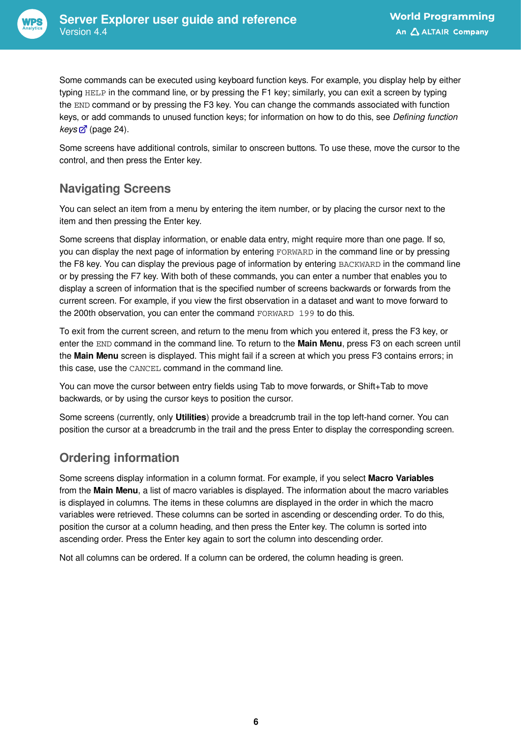Some commands can be executed using keyboard function keys. For example, you display help by either typing `HELP` in the command line, or by pressing the F1 key; similarly, you can exit a screen by typing the `END` command or by pressing the F3 key. You can change the commands associated with function keys, or add commands to unused function keys; for information on how to do this, see *Defining function keys* (page 24).

Some screens have additional controls, similar to onscreen buttons. To use these, move the cursor to the control, and then press the Enter key.

## Navigating Screens

You can select an item from a menu by entering the item number, or by placing the cursor next to the item and then pressing the Enter key.

Some screens that display information, or enable data entry, might require more than one page. If so, you can display the next page of information by entering `FORWARD` in the command line or by pressing the F8 key. You can display the previous page of information by entering `BACKWARD` in the command line or by pressing the F7 key. With both of these commands, you can enter a number that enables you to display a screen of information that is the specified number of screens backwards or forwards from the current screen. For example, if you view the first observation in a dataset and want to move forward to the 200th observation, you can enter the command `FORWARD 199` to do this.

To exit from the current screen, and return to the menu from which you entered it, press the F3 key, or enter the `END` command in the command line. To return to the **Main Menu**, press F3 on each screen until the **Main Menu** screen is displayed. This might fail if a screen at which you press F3 contains errors; in this case, use the `CANCEL` command in the command line.

You can move the cursor between entry fields using Tab to move forwards, or Shift+Tab to move backwards, or by using the cursor keys to position the cursor.

Some screens (currently, only **Utilities**) provide a breadcrumb trail in the top left-hand corner. You can position the cursor at a breadcrumb in the trail and the press Enter to display the corresponding screen.

## Ordering information

Some screens display information in a column format. For example, if you select **Macro Variables** from the **Main Menu**, a list of macro variables is displayed. The information about the macro variables is displayed in columns. The items in these columns are displayed in the order in which the macro variables were retrieved. These columns can be sorted in ascending or descending order. To do this, position the cursor at a column heading, and then press the Enter key. The column is sorted into ascending order. Press the Enter key again to sort the column into descending order.

Not all columns can be ordered. If a column can be ordered, the column heading is green.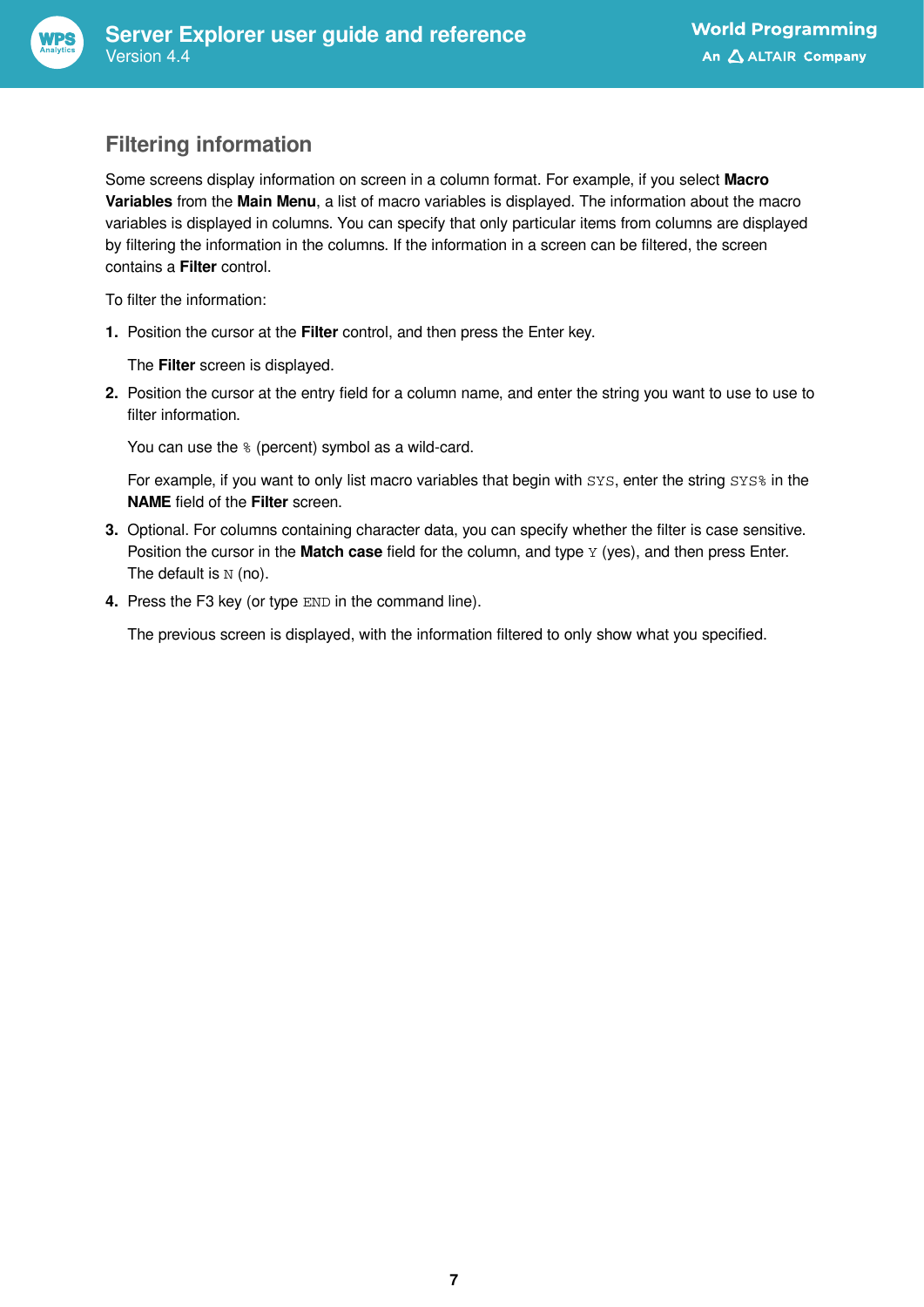## Filtering information

Some screens display information on screen in a column format. For example, if you select **Macro Variables** from the **Main Menu**, a list of macro variables is displayed. The information about the macro variables is displayed in columns. You can specify that only particular items from columns are displayed by filtering the information in the columns. If the information in a screen can be filtered, the screen contains a **Filter** control.

To filter the information:

1. Position the cursor at the **Filter** control, and then press the Enter key.

   The **Filter** screen is displayed.
2. Position the cursor at the entry field for a column name, and enter the string you want to use to use to filter information.

   You can use the `%` (percent) symbol as a wild-card.

   For example, if you want to only list macro variables that begin with `SYS`, enter the string `SYS%` in the **NAME** field of the **Filter** screen.
3. Optional. For columns containing character data, you can specify whether the filter is case sensitive. Position the cursor in the **Match case** field for the column, and type `Y` (yes), and then press Enter. The default is `N` (no).
4. Press the F3 key (or type `END` in the command line).

   The previous screen is displayed, with the information filtered to only show what you specified.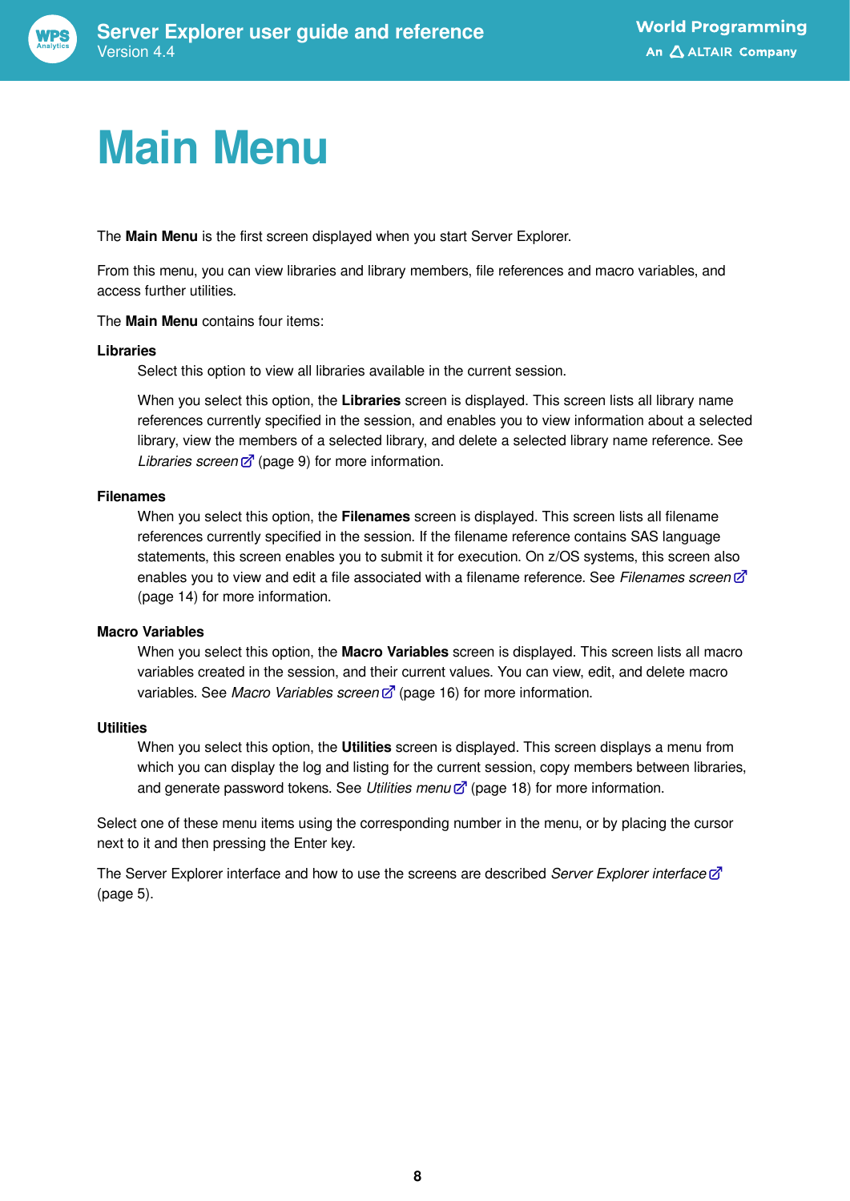# Main Menu

The **Main Menu** is the first screen displayed when you start Server Explorer.

From this menu, you can view libraries and library members, file references and macro variables, and access further utilities.

The **Main Menu** contains four items:

**Libraries**

Select this option to view all libraries available in the current session.

When you select this option, the **Libraries** screen is displayed. This screen lists all library name references currently specified in the session, and enables you to view information about a selected library, view the members of a selected library, and delete a selected library name reference. See *Libraries screen* (page 9) for more information.

**Filenames**

When you select this option, the **Filenames** screen is displayed. This screen lists all filename references currently specified in the session. If the filename reference contains SAS language statements, this screen enables you to submit it for execution. On z/OS systems, this screen also enables you to view and edit a file associated with a filename reference. See *Filenames screen* (page 14) for more information.

**Macro Variables**

When you select this option, the **Macro Variables** screen is displayed. This screen lists all macro variables created in the session, and their current values. You can view, edit, and delete macro variables. See *Macro Variables screen* (page 16) for more information.

**Utilities**

When you select this option, the **Utilities** screen is displayed. This screen displays a menu from which you can display the log and listing for the current session, copy members between libraries, and generate password tokens. See *Utilities menu* (page 18) for more information.

Select one of these menu items using the corresponding number in the menu, or by placing the cursor next to it and then pressing the Enter key.

The Server Explorer interface and how to use the screens are described *Server Explorer interface* (page 5).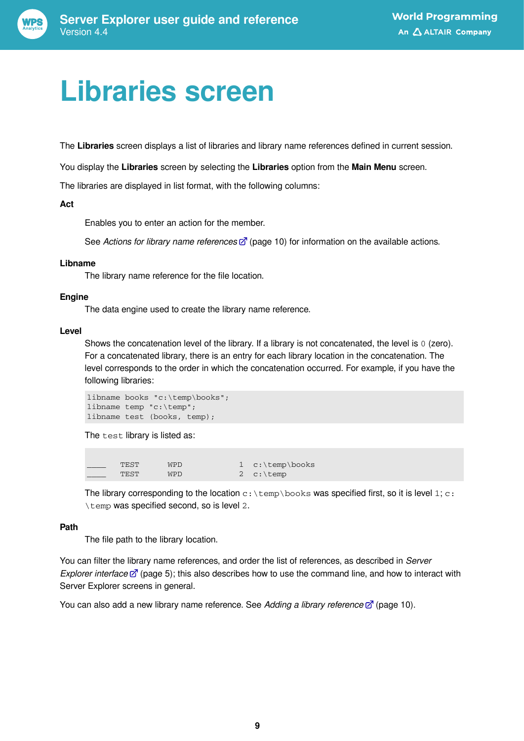# Libraries screen

The **Libraries** screen displays a list of libraries and library name references defined in current session.

You display the **Libraries** screen by selecting the **Libraries** option from the **Main Menu** screen.

The libraries are displayed in list format, with the following columns:

**Act**

Enables you to enter an action for the member.

See *Actions for library name references* (page 10) for information on the available actions.

**Libname**

The library name reference for the file location.

**Engine**

The data engine used to create the library name reference.

**Level**

Shows the concatenation level of the library. If a library is not concatenated, the level is `0` (zero). For a concatenated library, there is an entry for each library location in the concatenation. The level corresponds to the order in which the concatenation occurred. For example, if you have the following libraries:

```
libname books "c:\temp\books";
libname temp "c:\temp";
libname test (books, temp);
```

The `test` library is listed as:

```
____    TEST     WPD             1  c:\temp\books
____    TEST     WPD             2  c:\temp
```

The library corresponding to the location `c:\temp\books` was specified first, so it is level `1`; `c:\temp` was specified second, so is level `2`.

**Path**

The file path to the library location.

You can filter the library name references, and order the list of references, as described in *Server Explorer interface* (page 5); this also describes how to use the command line, and how to interact with Server Explorer screens in general.

You can also add a new library name reference. See *Adding a library reference* (page 10).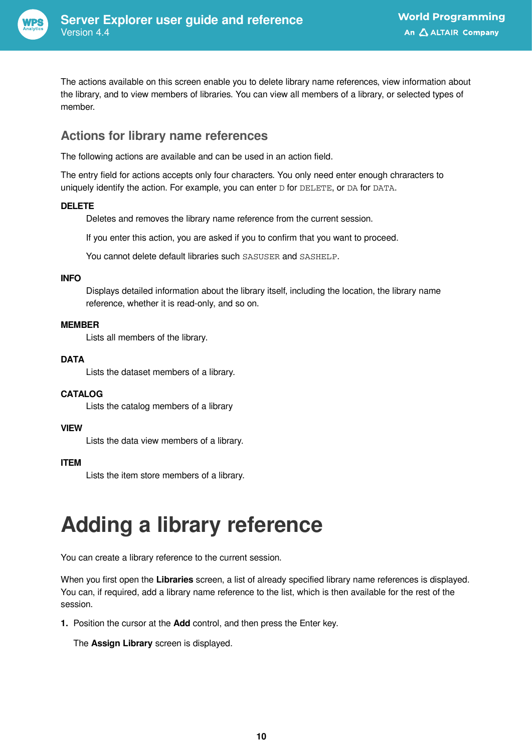The actions available on this screen enable you to delete library name references, view information about the library, and to view members of libraries. You can view all members of a library, or selected types of member.

## Actions for library name references

The following actions are available and can be used in an action field.

The entry field for actions accepts only four characters. You only need enter enough chraracters to uniquely identify the action. For example, you can enter `D` for `DELETE`, or `DA` for `DATA`.

**DELETE**

Deletes and removes the library name reference from the current session.

If you enter this action, you are asked if you to confirm that you want to proceed.

You cannot delete default libraries such `SASUSER` and `SASHELP`.

**INFO**

Displays detailed information about the library itself, including the location, the library name reference, whether it is read-only, and so on.

**MEMBER**

Lists all members of the library.

**DATA**

Lists the dataset members of a library.

**CATALOG**

Lists the catalog members of a library

**VIEW**

Lists the data view members of a library.

**ITEM**

Lists the item store members of a library.

# Adding a library reference

You can create a library reference to the current session.

When you first open the **Libraries** screen, a list of already specified library name references is displayed. You can, if required, add a library name reference to the list, which is then available for the rest of the session.

1. Position the cursor at the **Add** control, and then press the Enter key.

   The **Assign Library** screen is displayed.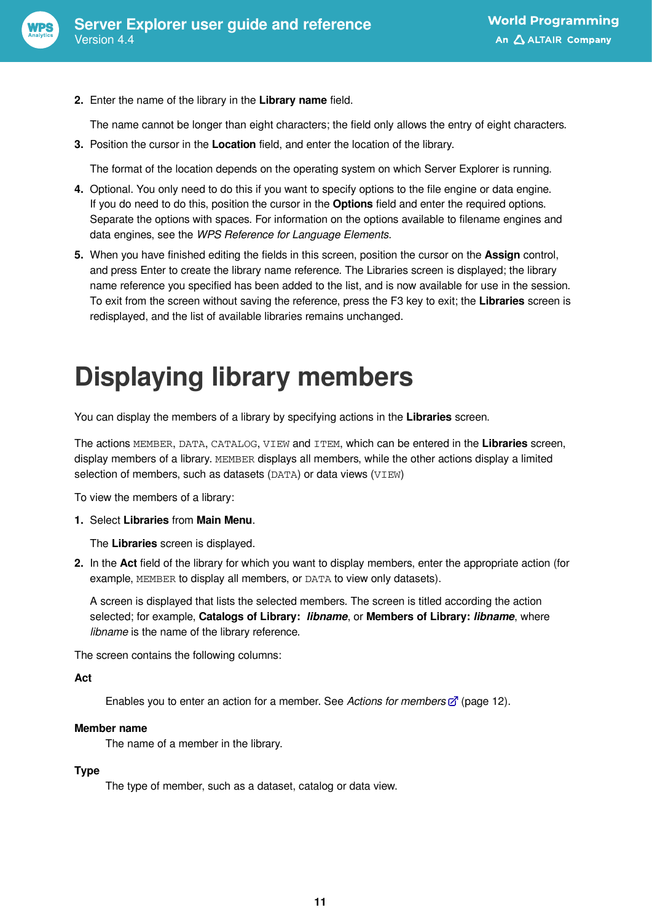2. Enter the name of the library in the **Library name** field.

   The name cannot be longer than eight characters; the field only allows the entry of eight characters.

3. Position the cursor in the **Location** field, and enter the location of the library.

   The format of the location depends on the operating system on which Server Explorer is running.

4. Optional. You only need to do this if you want to specify options to the file engine or data engine. If you do need to do this, position the cursor in the **Options** field and enter the required options. Separate the options with spaces. For information on the options available to filename engines and data engines, see the *WPS Reference for Language Elements*.

5. When you have finished editing the fields in this screen, position the cursor on the **Assign** control, and press Enter to create the library name reference. The Libraries screen is displayed; the library name reference you specified has been added to the list, and is now available for use in the session. To exit from the screen without saving the reference, press the F3 key to exit; the **Libraries** screen is redisplayed, and the list of available libraries remains unchanged.

# Displaying library members

You can display the members of a library by specifying actions in the **Libraries** screen.

The actions `MEMBER`, `DATA`, `CATALOG`, `VIEW` and `ITEM`, which can be entered in the **Libraries** screen, display members of a library. `MEMBER` displays all members, while the other actions display a limited selection of members, such as datasets (`DATA`) or data views (`VIEW`)

To view the members of a library:

1. Select **Libraries** from **Main Menu**.

   The **Libraries** screen is displayed.

2. In the **Act** field of the library for which you want to display members, enter the appropriate action (for example, `MEMBER` to display all members, or `DATA` to view only datasets).

   A screen is displayed that lists the selected members. The screen is titled according the action selected; for example, **Catalogs of Library: *libname***, or **Members of Library: *libname***, where *libname* is the name of the library reference.

The screen contains the following columns:

**Act**

Enables you to enter an action for a member. See *Actions for members* (page 12).

**Member name**

The name of a member in the library.

**Type**

The type of member, such as a dataset, catalog or data view.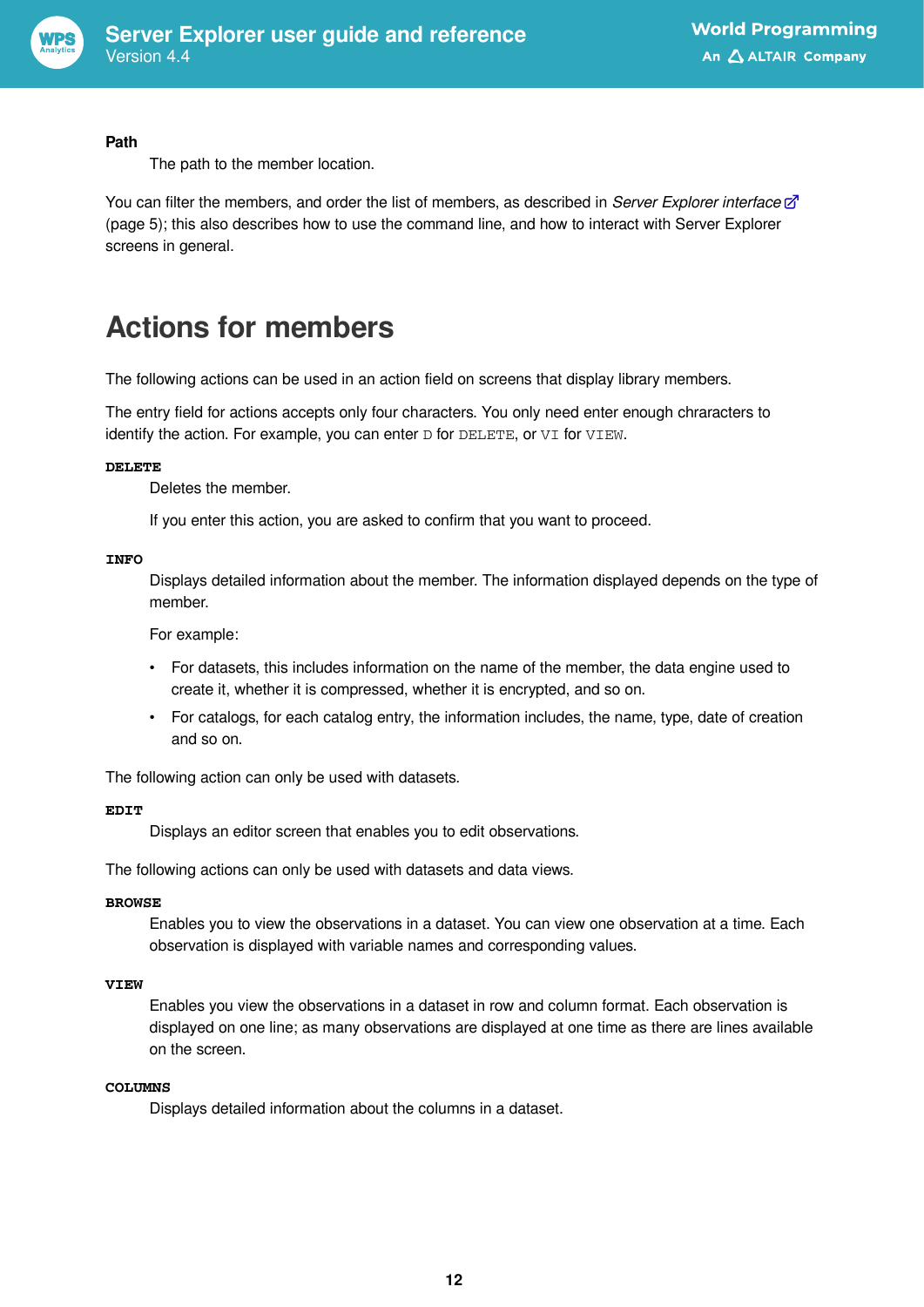**Path**

The path to the member location.

You can filter the members, and order the list of members, as described in *Server Explorer interface* (page 5); this also describes how to use the command line, and how to interact with Server Explorer screens in general.

## Actions for members

The following actions can be used in an action field on screens that display library members.

The entry field for actions accepts only four characters. You only need enter enough chraracters to identify the action. For example, you can enter `D` for `DELETE`, or `VI` for `VIEW`.

**`DELETE`**

Deletes the member.

If you enter this action, you are asked to confirm that you want to proceed.

**`INFO`**

Displays detailed information about the member. The information displayed depends on the type of member.

For example:

- For datasets, this includes information on the name of the member, the data engine used to create it, whether it is compressed, whether it is encrypted, and so on.
- For catalogs, for each catalog entry, the information includes, the name, type, date of creation and so on.

The following action can only be used with datasets.

**`EDIT`**

Displays an editor screen that enables you to edit observations.

The following actions can only be used with datasets and data views.

**`BROWSE`**

Enables you to view the observations in a dataset. You can view one observation at a time. Each observation is displayed with variable names and corresponding values.

**`VIEW`**

Enables you view the observations in a dataset in row and column format. Each observation is displayed on one line; as many observations are displayed at one time as there are lines available on the screen.

**`COLUMNS`**

Displays detailed information about the columns in a dataset.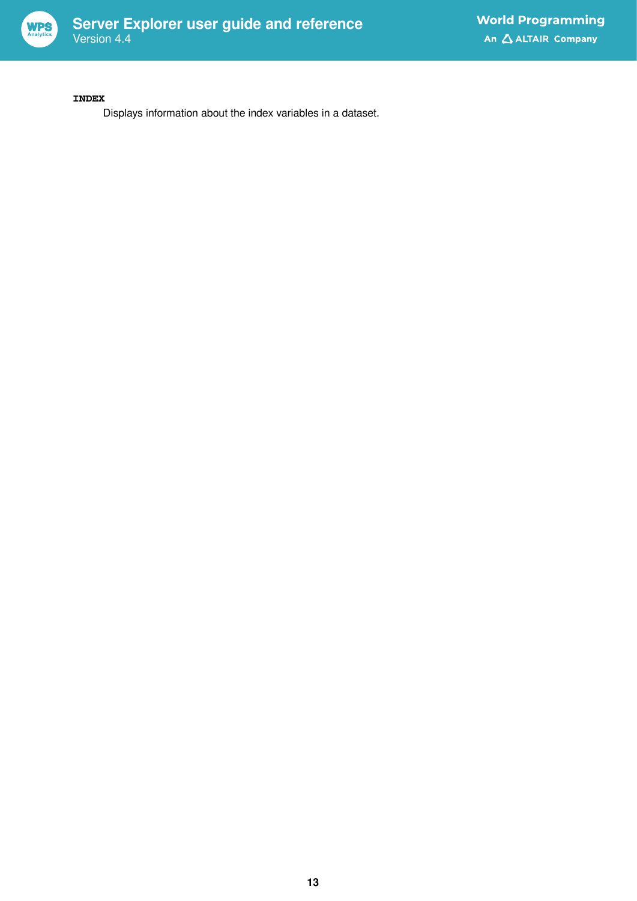`INDEX`
: Displays information about the index variables in a dataset.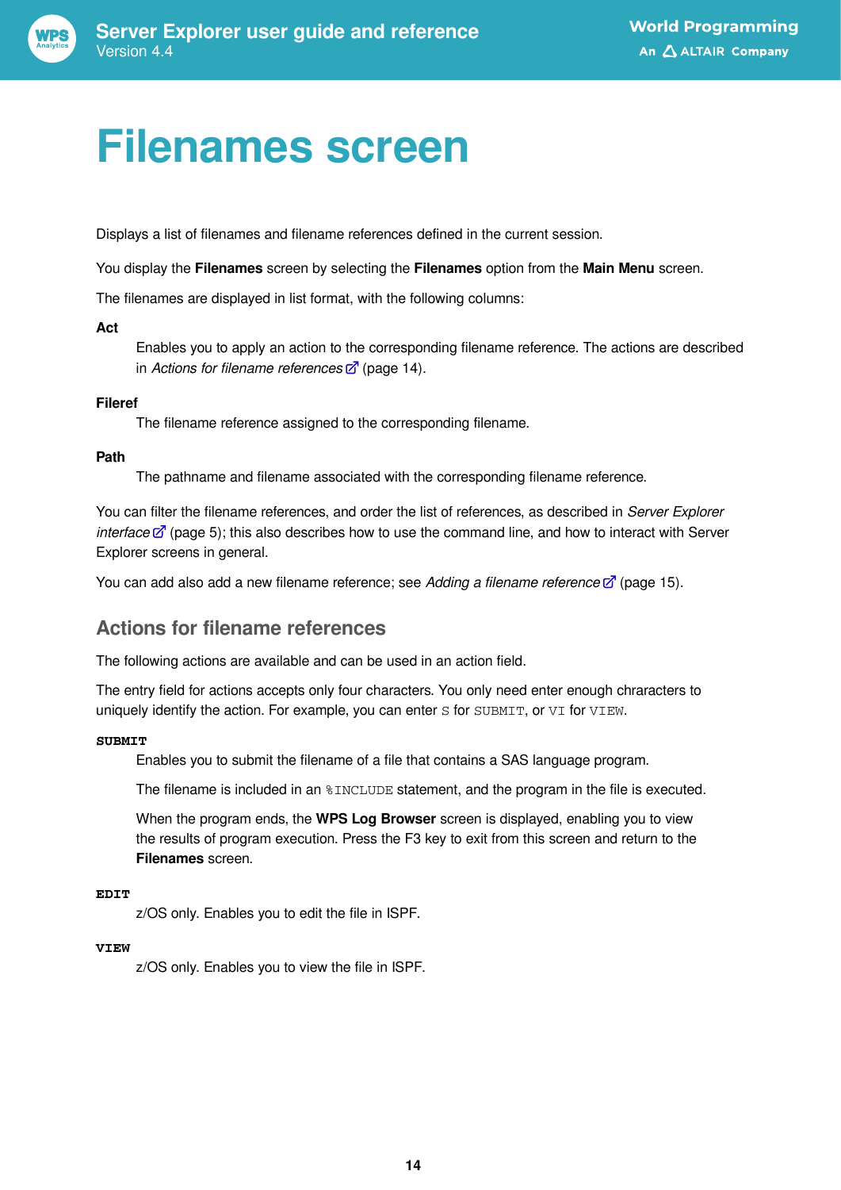# Filenames screen

Displays a list of filenames and filename references defined in the current session.

You display the **Filenames** screen by selecting the **Filenames** option from the **Main Menu** screen.

The filenames are displayed in list format, with the following columns:

**Act**
: Enables you to apply an action to the corresponding filename reference. The actions are described in *Actions for filename references* (page 14).

**Fileref**
: The filename reference assigned to the corresponding filename.

**Path**
: The pathname and filename associated with the corresponding filename reference.

You can filter the filename references, and order the list of references, as described in *Server Explorer interface* (page 5); this also describes how to use the command line, and how to interact with Server Explorer screens in general.

You can add also add a new filename reference; see *Adding a filename reference* (page 15).

## Actions for filename references

The following actions are available and can be used in an action field.

The entry field for actions accepts only four characters. You only need enter enough chraracters to uniquely identify the action. For example, you can enter `S` for `SUBMIT`, or `VI` for `VIEW`.

**`SUBMIT`**
: Enables you to submit the filename of a file that contains a SAS language program.

  The filename is included in an `%INCLUDE` statement, and the program in the file is executed.

  When the program ends, the **WPS Log Browser** screen is displayed, enabling you to view the results of program execution. Press the F3 key to exit from this screen and return to the **Filenames** screen.

**`EDIT`**
: z/OS only. Enables you to edit the file in ISPF.

**`VIEW`**
: z/OS only. Enables you to view the file in ISPF.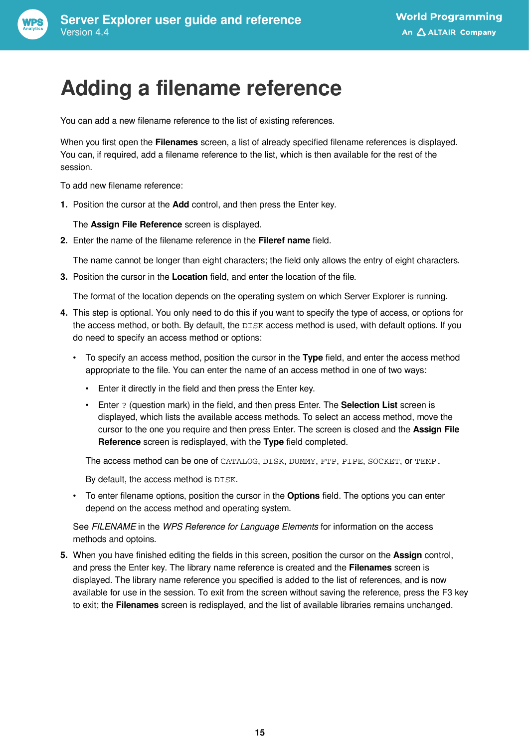# Adding a filename reference

You can add a new filename reference to the list of existing references.

When you first open the **Filenames** screen, a list of already specified filename references is displayed. You can, if required, add a filename reference to the list, which is then available for the rest of the session.

To add new filename reference:

1. Position the cursor at the **Add** control, and then press the Enter key.

   The **Assign File Reference** screen is displayed.
2. Enter the name of the filename reference in the **Fileref name** field.

   The name cannot be longer than eight characters; the field only allows the entry of eight characters.
3. Position the cursor in the **Location** field, and enter the location of the file.

   The format of the location depends on the operating system on which Server Explorer is running.
4. This step is optional. You only need to do this if you want to specify the type of access, or options for the access method, or both. By default, the `DISK` access method is used, with default options. If you do need to specify an access method or options:

   - To specify an access method, position the cursor in the **Type** field, and enter the access method appropriate to the file. You can enter the name of an access method in one of two ways:
     - Enter it directly in the field and then press the Enter key.
     - Enter `?` (question mark) in the field, and then press Enter. The **Selection List** screen is displayed, which lists the available access methods. To select an access method, move the cursor to the one you require and then press Enter. The screen is closed and the **Assign File Reference** screen is redisplayed, with the **Type** field completed.

     The access method can be one of `CATALOG`, `DISK`, `DUMMY`, `FTP`, `PIPE`, `SOCKET`, or `TEMP`.

     By default, the access method is `DISK`.
   - To enter filename options, position the cursor in the **Options** field. The options you can enter depend on the access method and operating system.

   See *FILENAME* in the *WPS Reference for Language Elements* for information on the access methods and optoins.
5. When you have finished editing the fields in this screen, position the cursor on the **Assign** control, and press the Enter key. The library name reference is created and the **Filenames** screen is displayed. The library name reference you specified is added to the list of references, and is now available for use in the session. To exit from the screen without saving the reference, press the F3 key to exit; the **Filenames** screen is redisplayed, and the list of available libraries remains unchanged.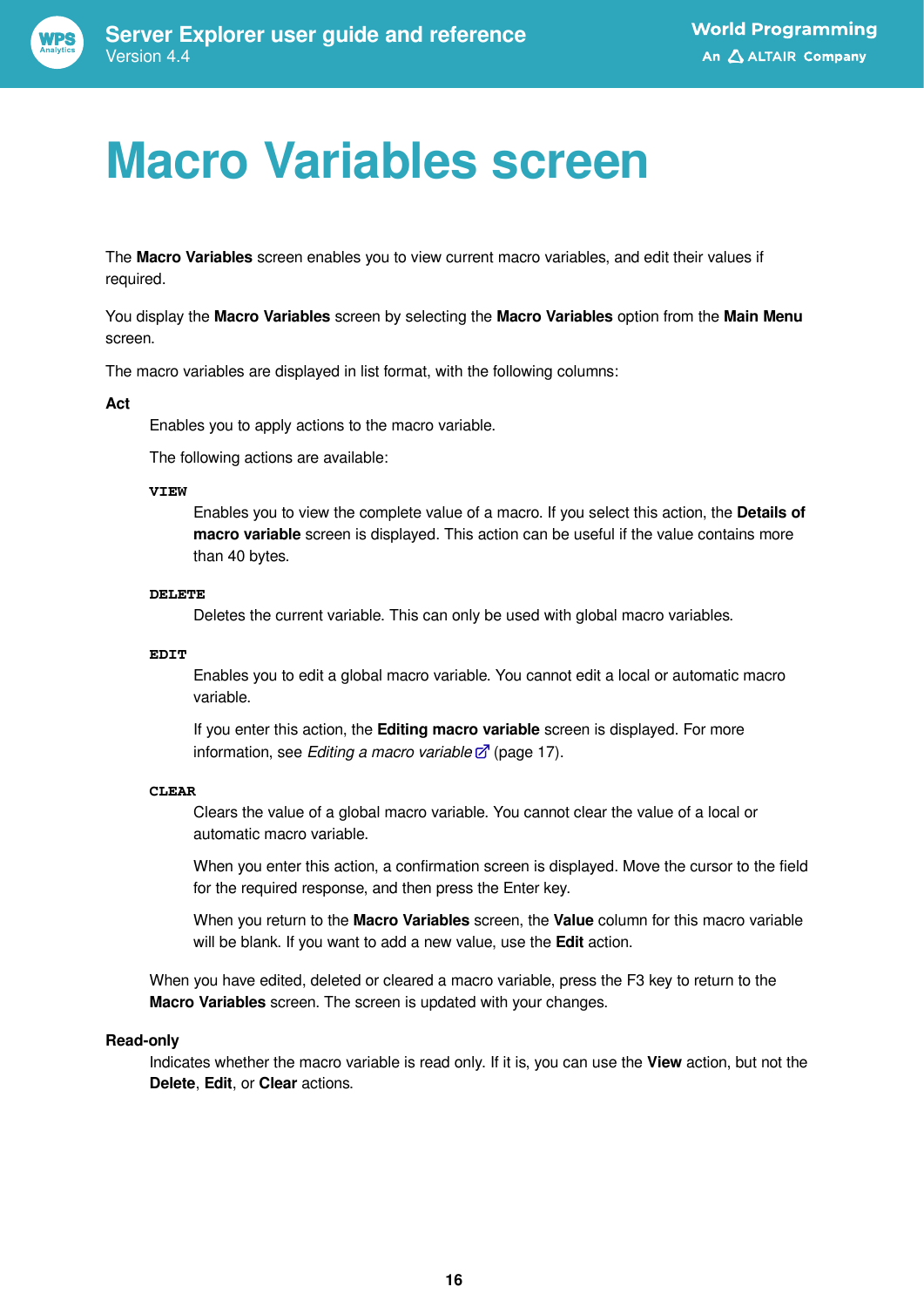# Macro Variables screen

The **Macro Variables** screen enables you to view current macro variables, and edit their values if required.

You display the **Macro Variables** screen by selecting the **Macro Variables** option from the **Main Menu** screen.

The macro variables are displayed in list format, with the following columns:

**Act**

Enables you to apply actions to the macro variable.

The following actions are available:

**VIEW**

Enables you to view the complete value of a macro. If you select this action, the **Details of macro variable** screen is displayed. This action can be useful if the value contains more than 40 bytes.

**DELETE**

Deletes the current variable. This can only be used with global macro variables.

**EDIT**

Enables you to edit a global macro variable. You cannot edit a local or automatic macro variable.

If you enter this action, the **Editing macro variable** screen is displayed. For more information, see *Editing a macro variable* (page 17).

**CLEAR**

Clears the value of a global macro variable. You cannot clear the value of a local or automatic macro variable.

When you enter this action, a confirmation screen is displayed. Move the cursor to the field for the required response, and then press the Enter key.

When you return to the **Macro Variables** screen, the **Value** column for this macro variable will be blank. If you want to add a new value, use the **Edit** action.

When you have edited, deleted or cleared a macro variable, press the F3 key to return to the **Macro Variables** screen. The screen is updated with your changes.

**Read-only**

Indicates whether the macro variable is read only. If it is, you can use the **View** action, but not the **Delete**, **Edit**, or **Clear** actions.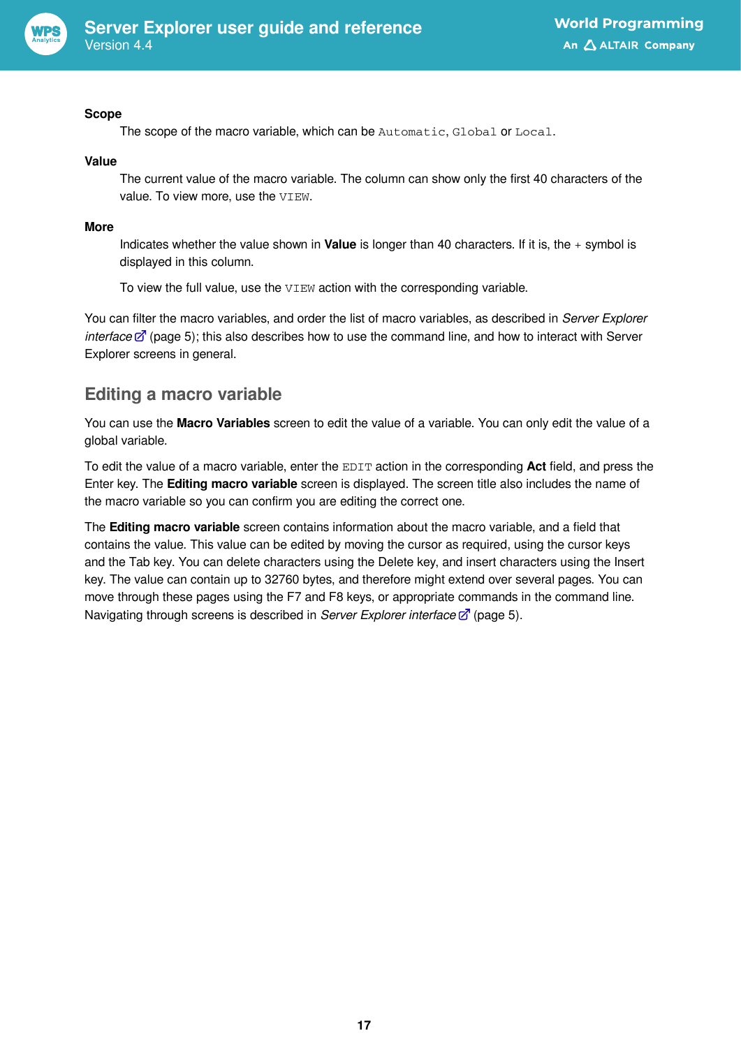**Scope**

The scope of the macro variable, which can be `Automatic`, `Global` or `Local`.

**Value**

The current value of the macro variable. The column can show only the first 40 characters of the value. To view more, use the `VIEW`.

**More**

Indicates whether the value shown in **Value** is longer than 40 characters. If it is, the + symbol is displayed in this column.

To view the full value, use the `VIEW` action with the corresponding variable.

You can filter the macro variables, and order the list of macro variables, as described in *Server Explorer interface* (page 5); this also describes how to use the command line, and how to interact with Server Explorer screens in general.

## Editing a macro variable

You can use the **Macro Variables** screen to edit the value of a variable. You can only edit the value of a global variable.

To edit the value of a macro variable, enter the `EDIT` action in the corresponding **Act** field, and press the Enter key. The **Editing macro variable** screen is displayed. The screen title also includes the name of the macro variable so you can confirm you are editing the correct one.

The **Editing macro variable** screen contains information about the macro variable, and a field that contains the value. This value can be edited by moving the cursor as required, using the cursor keys and the Tab key. You can delete characters using the Delete key, and insert characters using the Insert key. The value can contain up to 32760 bytes, and therefore might extend over several pages. You can move through these pages using the F7 and F8 keys, or appropriate commands in the command line. Navigating through screens is described in *Server Explorer interface* (page 5).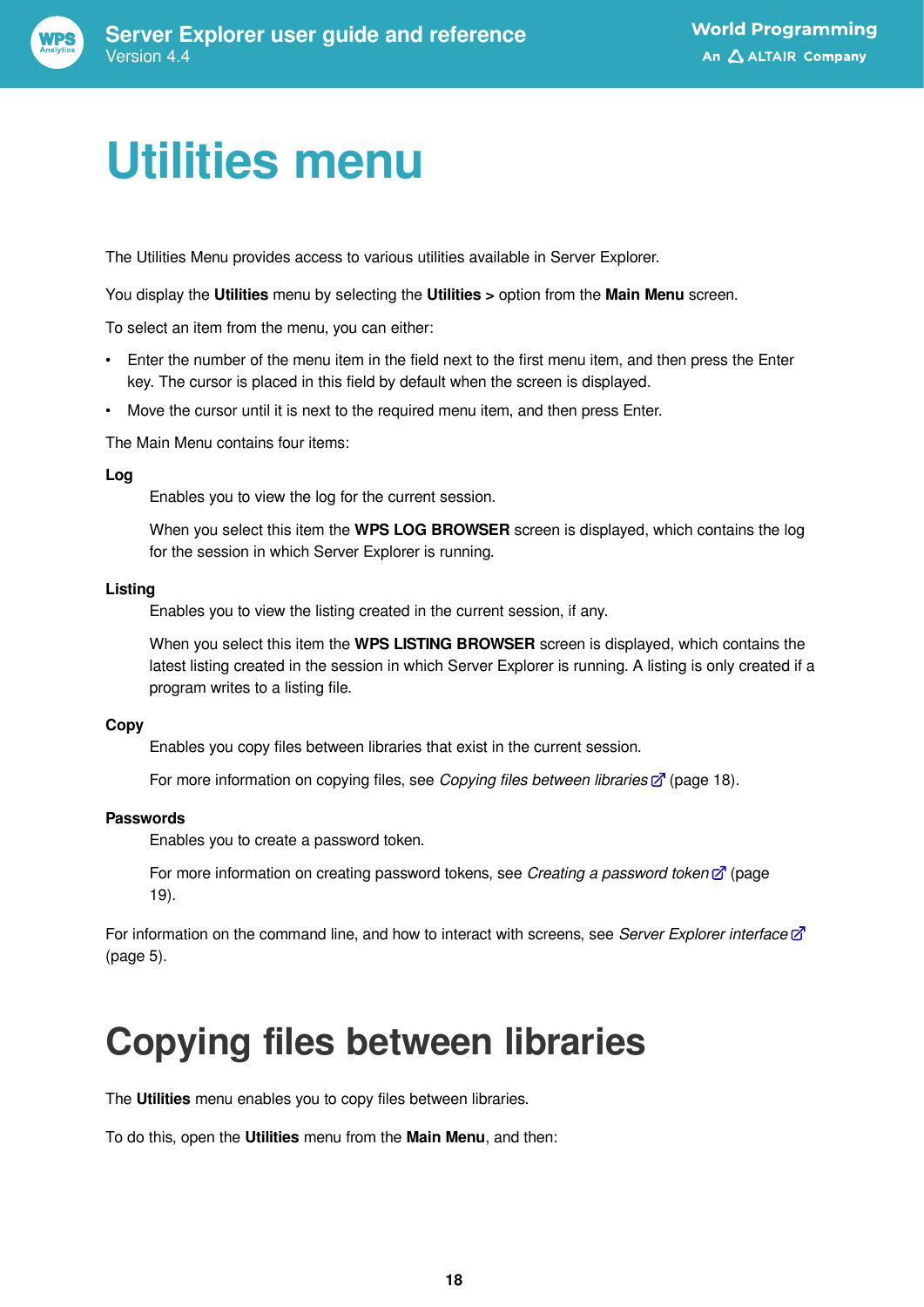# Utilities menu

The Utilities Menu provides access to various utilities available in Server Explorer.

You display the **Utilities** menu by selecting the **Utilities >** option from the **Main Menu** screen.

To select an item from the menu, you can either:

- Enter the number of the menu item in the field next to the first menu item, and then press the Enter key. The cursor is placed in this field by default when the screen is displayed.
- Move the cursor until it is next to the required menu item, and then press Enter.

The Main Menu contains four items:

**Log**

Enables you to view the log for the current session.

When you select this item the **WPS LOG BROWSER** screen is displayed, which contains the log for the session in which Server Explorer is running.

**Listing**

Enables you to view the listing created in the current session, if any.

When you select this item the **WPS LISTING BROWSER** screen is displayed, which contains the latest listing created in the session in which Server Explorer is running. A listing is only created if a program writes to a listing file.

**Copy**

Enables you copy files between libraries that exist in the current session.

For more information on copying files, see *Copying files between libraries* (page 18).

**Passwords**

Enables you to create a password token.

For more information on creating password tokens, see *Creating a password token* (page 19).

For information on the command line, and how to interact with screens, see *Server Explorer interface* (page 5).

# Copying files between libraries

The **Utilities** menu enables you to copy files between libraries.

To do this, open the **Utilities** menu from the **Main Menu**, and then: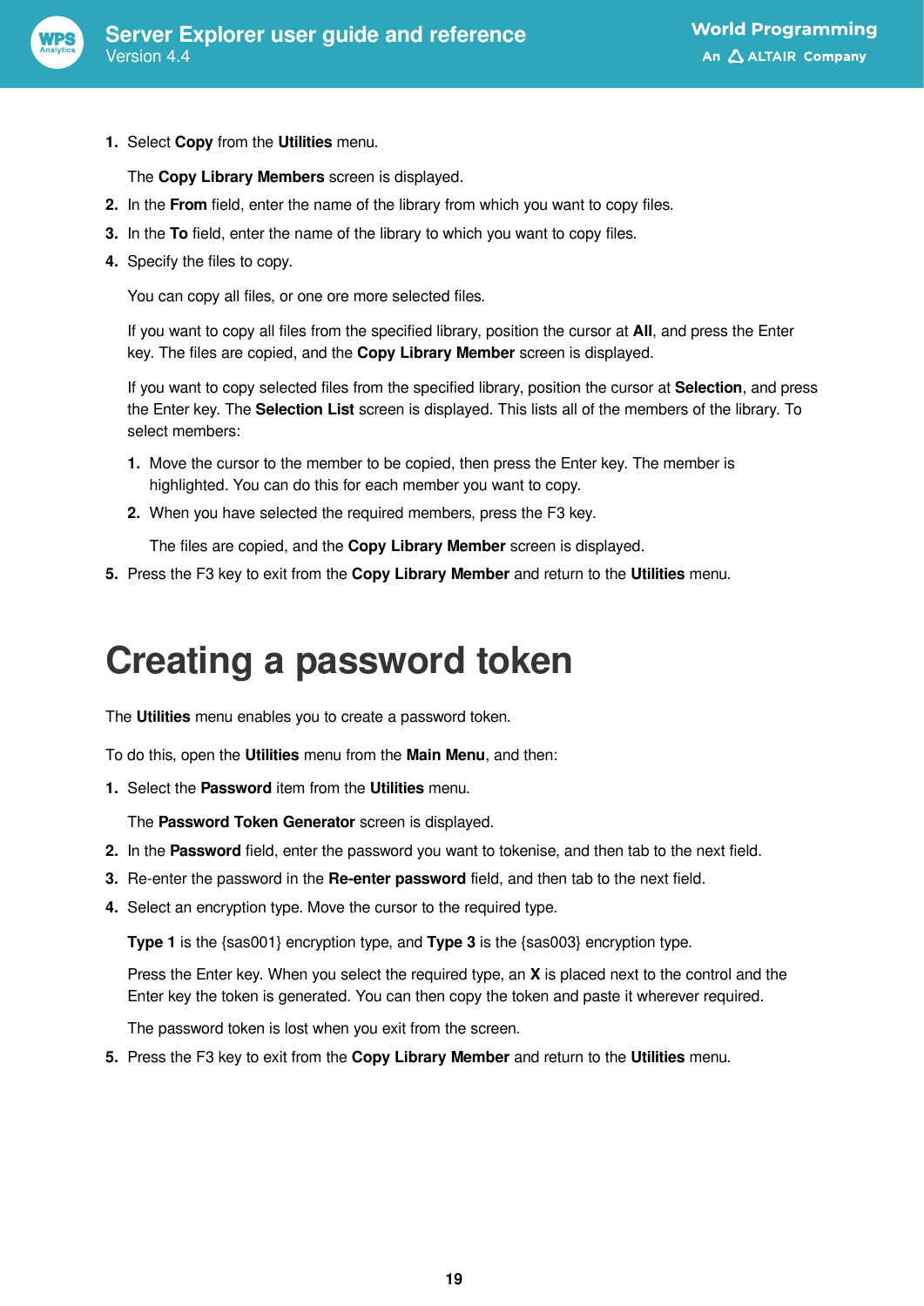1. Select **Copy** from the **Utilities** menu.

   The **Copy Library Members** screen is displayed.
2. In the **From** field, enter the name of the library from which you want to copy files.
3. In the **To** field, enter the name of the library to which you want to copy files.
4. Specify the files to copy.

   You can copy all files, or one ore more selected files.

   If you want to copy all files from the specified library, position the cursor at **All**, and press the Enter key. The files are copied, and the **Copy Library Member** screen is displayed.

   If you want to copy selected files from the specified library, position the cursor at **Selection**, and press the Enter key. The **Selection List** screen is displayed. This lists all of the members of the library. To select members:

   1. Move the cursor to the member to be copied, then press the Enter key. The member is highlighted. You can do this for each member you want to copy.
   2. When you have selected the required members, press the F3 key.

      The files are copied, and the **Copy Library Member** screen is displayed.
5. Press the F3 key to exit from the **Copy Library Member** and return to the **Utilities** menu.

# Creating a password token

The **Utilities** menu enables you to create a password token.

To do this, open the **Utilities** menu from the **Main Menu**, and then:

1. Select the **Password** item from the **Utilities** menu.

   The **Password Token Generator** screen is displayed.
2. In the **Password** field, enter the password you want to tokenise, and then tab to the next field.
3. Re-enter the password in the **Re-enter password** field, and then tab to the next field.
4. Select an encryption type. Move the cursor to the required type.

   **Type 1** is the {sas001} encryption type, and **Type 3** is the {sas003} encryption type.

   Press the Enter key. When you select the required type, an **X** is placed next to the control and the Enter key the token is generated. You can then copy the token and paste it wherever required.

   The password token is lost when you exit from the screen.
5. Press the F3 key to exit from the **Copy Library Member** and return to the **Utilities** menu.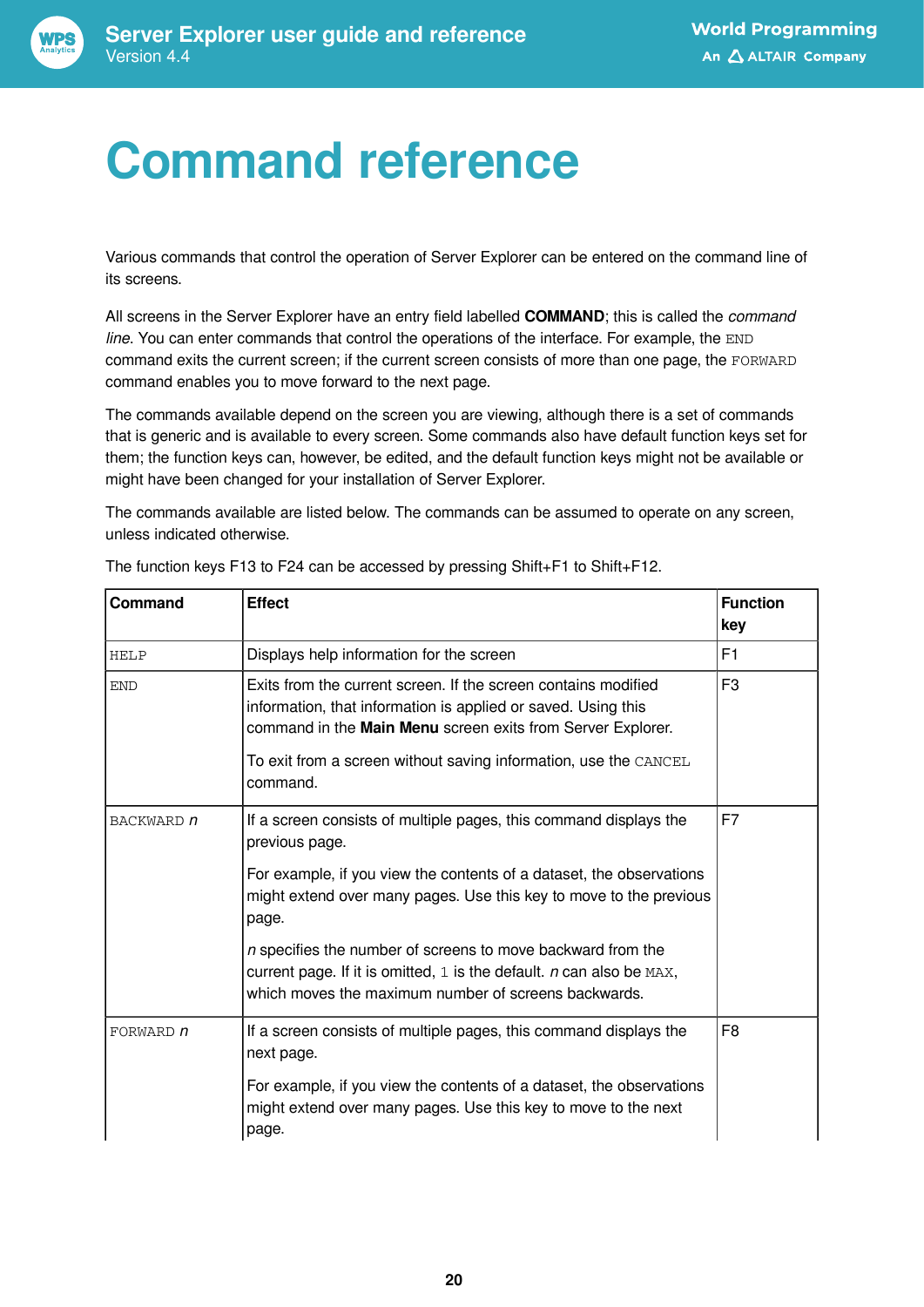# Command reference

Various commands that control the operation of Server Explorer can be entered on the command line of its screens.

All screens in the Server Explorer have an entry field labelled **COMMAND**; this is called the *command line*. You can enter commands that control the operations of the interface. For example, the `END` command exits the current screen; if the current screen consists of more than one page, the `FORWARD` command enables you to move forward to the next page.

The commands available depend on the screen you are viewing, although there is a set of commands that is generic and is available to every screen. Some commands also have default function keys set for them; the function keys can, however, be edited, and the default function keys might not be available or might have been changed for your installation of Server Explorer.

The commands available are listed below. The commands can be assumed to operate on any screen, unless indicated otherwise.

The function keys F13 to F24 can be accessed by pressing Shift+F1 to Shift+F12.

| Command | Effect | Function key |
|---|---|---|
| `HELP` | Displays help information for the screen | F1 |
| `END` | Exits from the current screen. If the screen contains modified information, that information is applied or saved. Using this command in the **Main Menu** screen exits from Server Explorer.<br><br>To exit from a screen without saving information, use the `CANCEL` command. | F3 |
| `BACKWARD` *n* | If a screen consists of multiple pages, this command displays the previous page.<br><br>For example, if you view the contents of a dataset, the observations might extend over many pages. Use this key to move to the previous page.<br><br>*n* specifies the number of screens to move backward from the current page. If it is omitted, `1` is the default. *n* can also be `MAX`, which moves the maximum number of screens backwards. | F7 |
| `FORWARD` *n* | If a screen consists of multiple pages, this command displays the next page.<br><br>For example, if you view the contents of a dataset, the observations might extend over many pages. Use this key to move to the next page. | F8 |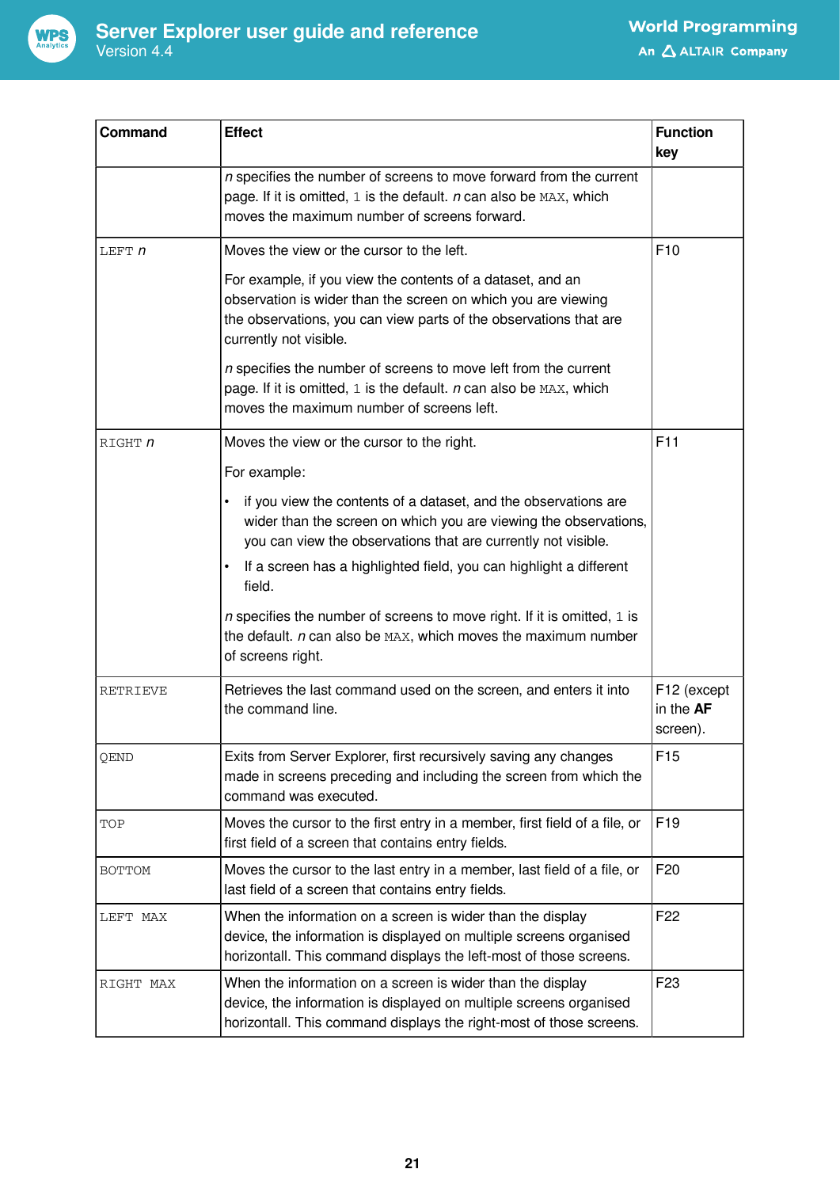| Command | Effect | Function key |
|---|---|---|
| | *n* specifies the number of screens to move forward from the current page. If it is omitted, `1` is the default. *n* can also be `MAX`, which moves the maximum number of screens forward. | |
| `LEFT` *n* | Moves the view or the cursor to the left.<br><br>For example, if you view the contents of a dataset, and an observation is wider than the screen on which you are viewing the observations, you can view parts of the observations that are currently not visible.<br><br>*n* specifies the number of screens to move left from the current page. If it is omitted, `1` is the default. *n* can also be `MAX`, which moves the maximum number of screens left. | F10 |
| `RIGHT` *n* | Moves the view or the cursor to the right.<br><br>For example:<br>• if you view the contents of a dataset, and the observations are wider than the screen on which you are viewing the observations, you can view the observations that are currently not visible.<br>• If a screen has a highlighted field, you can highlight a different field.<br><br>*n* specifies the number of screens to move right. If it is omitted, `1` is the default. *n* can also be `MAX`, which moves the maximum number of screens right. | F11 |
| `RETRIEVE` | Retrieves the last command used on the screen, and enters it into the command line. | F12 (except in the **AF** screen). |
| `QEND` | Exits from Server Explorer, first recursively saving any changes made in screens preceding and including the screen from which the command was executed. | F15 |
| `TOP` | Moves the cursor to the first entry in a member, first field of a file, or first field of a screen that contains entry fields. | F19 |
| `BOTTOM` | Moves the cursor to the last entry in a member, last field of a file, or last field of a screen that contains entry fields. | F20 |
| `LEFT MAX` | When the information on a screen is wider than the display device, the information is displayed on multiple screens organised horizontall. This command displays the left-most of those screens. | F22 |
| `RIGHT MAX` | When the information on a screen is wider than the display device, the information is displayed on multiple screens organised horizontall. This command displays the right-most of those screens. | F23 |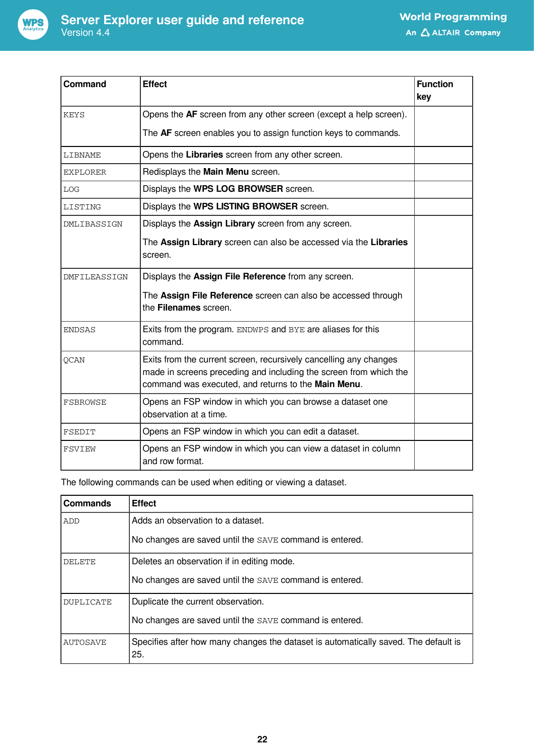| Command | Effect | Function key |
|---|---|---|
| KEYS | Opens the **AF** screen from any other screen (except a help screen).<br><br>The **AF** screen enables you to assign function keys to commands. | |
| LIBNAME | Opens the **Libraries** screen from any other screen. | |
| EXPLORER | Redisplays the **Main Menu** screen. | |
| LOG | Displays the **WPS LOG BROWSER** screen. | |
| LISTING | Displays the **WPS LISTING BROWSER** screen. | |
| DMLIBASSIGN | Displays the **Assign Library** screen from any screen.<br><br>The **Assign Library** screen can also be accessed via the **Libraries** screen. | |
| DMFILEASSIGN | Displays the **Assign File Reference** from any screen.<br><br>The **Assign File Reference** screen can also be accessed through the **Filenames** screen. | |
| ENDSAS | Exits from the program. ENDWPS and BYE are aliases for this command. | |
| QCAN | Exits from the current screen, recursively cancelling any changes made in screens preceding and including the screen from which the command was executed, and returns to the **Main Menu**. | |
| FSBROWSE | Opens an FSP window in which you can browse a dataset one observation at a time. | |
| FSEDIT | Opens an FSP window in which you can edit a dataset. | |
| FSVIEW | Opens an FSP window in which you can view a dataset in column and row format. | |

The following commands can be used when editing or viewing a dataset.

| Commands | Effect |
|---|---|
| ADD | Adds an observation to a dataset.<br><br>No changes are saved until the SAVE command is entered. |
| DELETE | Deletes an observation if in editing mode.<br><br>No changes are saved until the SAVE command is entered. |
| DUPLICATE | Duplicate the current observation.<br><br>No changes are saved until the SAVE command is entered. |
| AUTOSAVE | Specifies after how many changes the dataset is automatically saved. The default is 25. |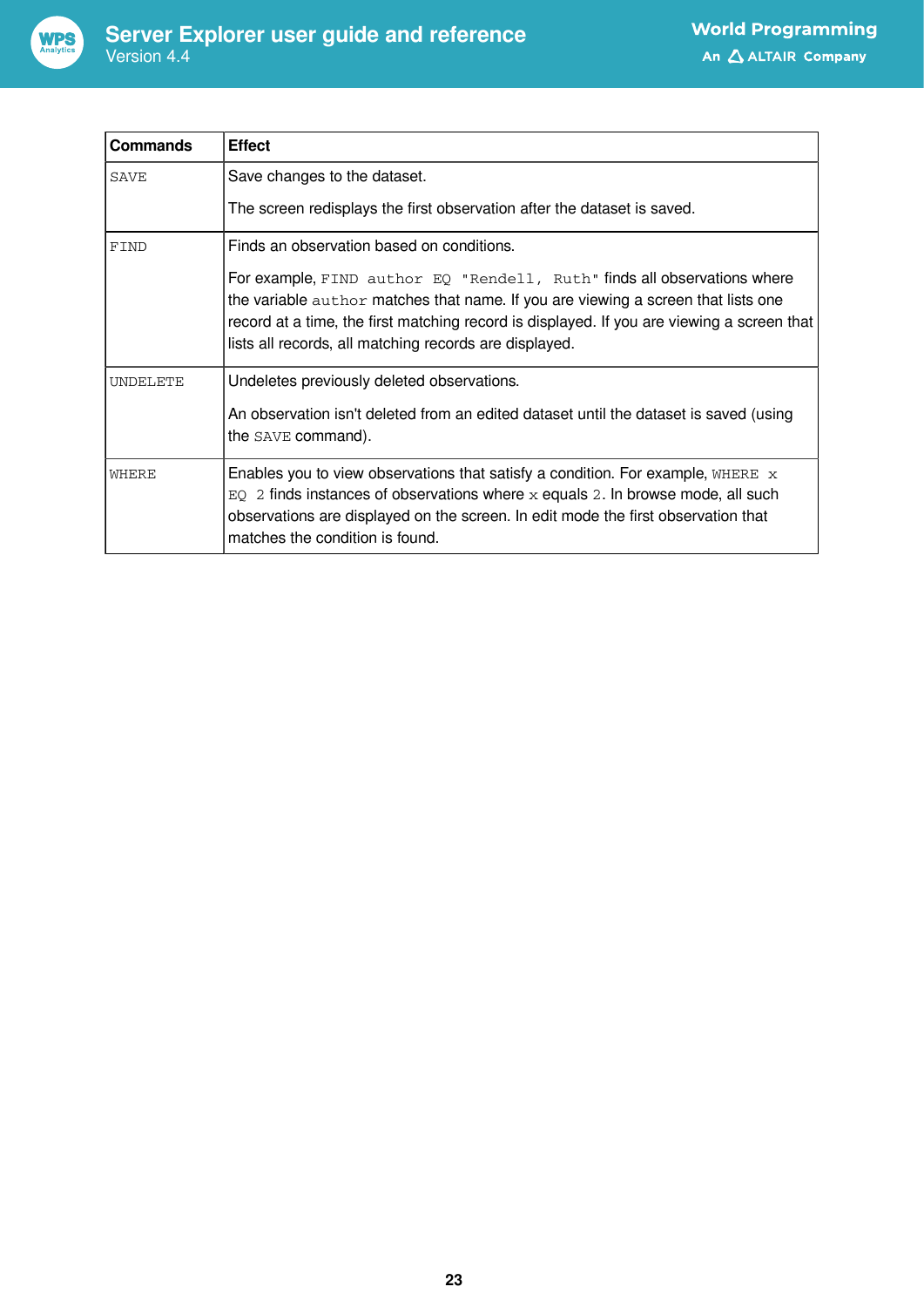| Commands | Effect |
| --- | --- |
| `SAVE` | Save changes to the dataset.<br><br>The screen redisplays the first observation after the dataset is saved. |
| `FIND` | Finds an observation based on conditions.<br><br>For example, `FIND author EQ "Rendell, Ruth"` finds all observations where the variable `author` matches that name. If you are viewing a screen that lists one record at a time, the first matching record is displayed. If you are viewing a screen that lists all records, all matching records are displayed. |
| `UNDELETE` | Undeletes previously deleted observations.<br><br>An observation isn't deleted from an edited dataset until the dataset is saved (using the `SAVE` command). |
| `WHERE` | Enables you to view observations that satisfy a condition. For example, `WHERE x EQ 2` finds instances of observations where `x` equals `2`. In browse mode, all such observations are displayed on the screen. In edit mode the first observation that matches the condition is found. |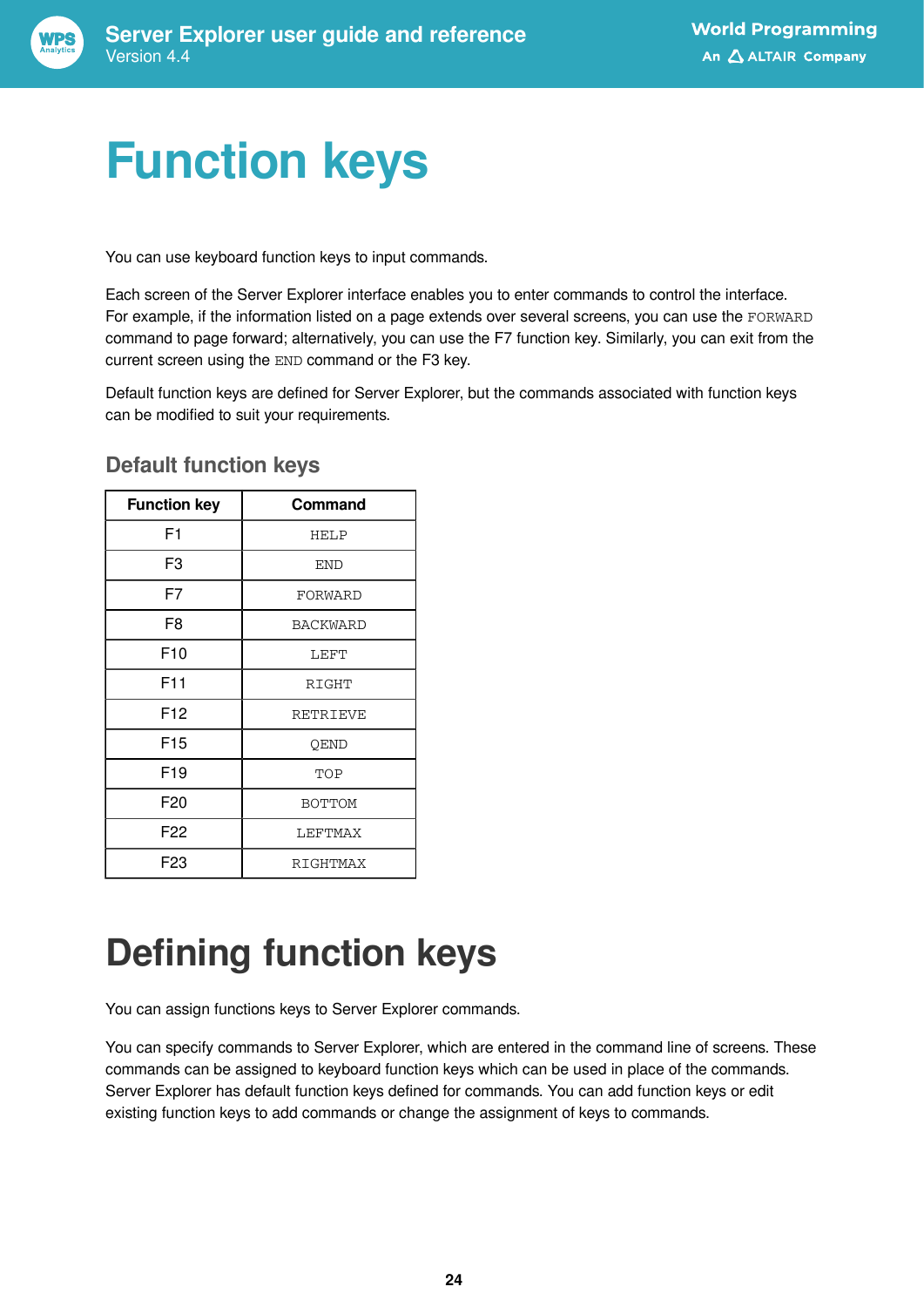# Function keys

You can use keyboard function keys to input commands.

Each screen of the Server Explorer interface enables you to enter commands to control the interface. For example, if the information listed on a page extends over several screens, you can use the `FORWARD` command to page forward; alternatively, you can use the F7 function key. Similarly, you can exit from the current screen using the `END` command or the F3 key.

Default function keys are defined for Server Explorer, but the commands associated with function keys can be modified to suit your requirements.

## Default function keys

| Function key | Command |
|---|---|
| F1 | `HELP` |
| F3 | `END` |
| F7 | `FORWARD` |
| F8 | `BACKWARD` |
| F10 | `LEFT` |
| F11 | `RIGHT` |
| F12 | `RETRIEVE` |
| F15 | `QEND` |
| F19 | `TOP` |
| F20 | `BOTTOM` |
| F22 | `LEFTMAX` |
| F23 | `RIGHTMAX` |

# Defining function keys

You can assign functions keys to Server Explorer commands.

You can specify commands to Server Explorer, which are entered in the command line of screens. These commands can be assigned to keyboard function keys which can be used in place of the commands. Server Explorer has default function keys defined for commands. You can add function keys or edit existing function keys to add commands or change the assignment of keys to commands.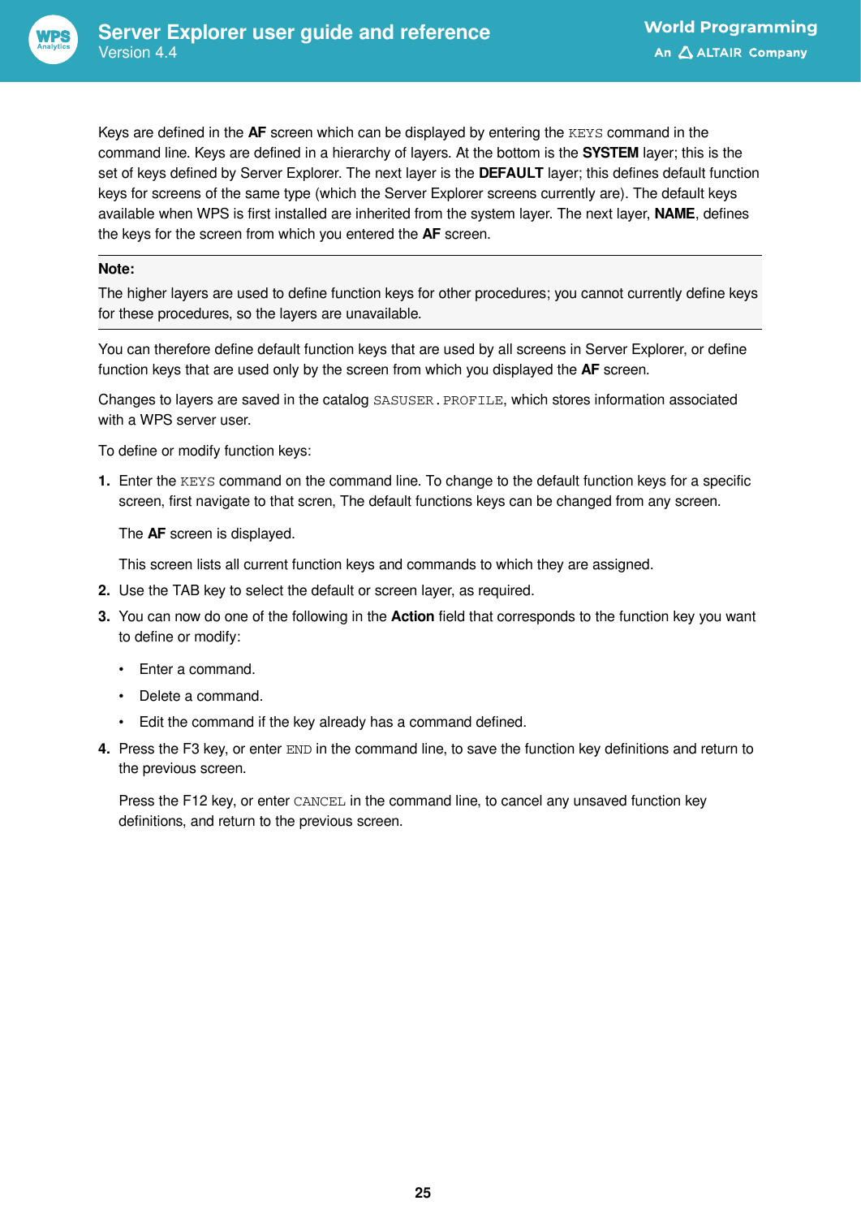Keys are defined in the **AF** screen which can be displayed by entering the `KEYS` command in the command line. Keys are defined in a hierarchy of layers. At the bottom is the **SYSTEM** layer; this is the set of keys defined by Server Explorer. The next layer is the **DEFAULT** layer; this defines default function keys for screens of the same type (which the Server Explorer screens currently are). The default keys available when WPS is first installed are inherited from the system layer. The next layer, **NAME**, defines the keys for the screen from which you entered the **AF** screen.

> **Note:**
>
> The higher layers are used to define function keys for other procedures; you cannot currently define keys for these procedures, so the layers are unavailable.

You can therefore define default function keys that are used by all screens in Server Explorer, or define function keys that are used only by the screen from which you displayed the **AF** screen.

Changes to layers are saved in the catalog `SASUSER.PROFILE`, which stores information associated with a WPS server user.

To define or modify function keys:

1. Enter the `KEYS` command on the command line. To change to the default function keys for a specific screen, first navigate to that scren, The default functions keys can be changed from any screen.

   The **AF** screen is displayed.

   This screen lists all current function keys and commands to which they are assigned.
2. Use the TAB key to select the default or screen layer, as required.
3. You can now do one of the following in the **Action** field that corresponds to the function key you want to define or modify:
   - Enter a command.
   - Delete a command.
   - Edit the command if the key already has a command defined.
4. Press the F3 key, or enter `END` in the command line, to save the function key definitions and return to the previous screen.

   Press the F12 key, or enter `CANCEL` in the command line, to cancel any unsaved function key definitions, and return to the previous screen.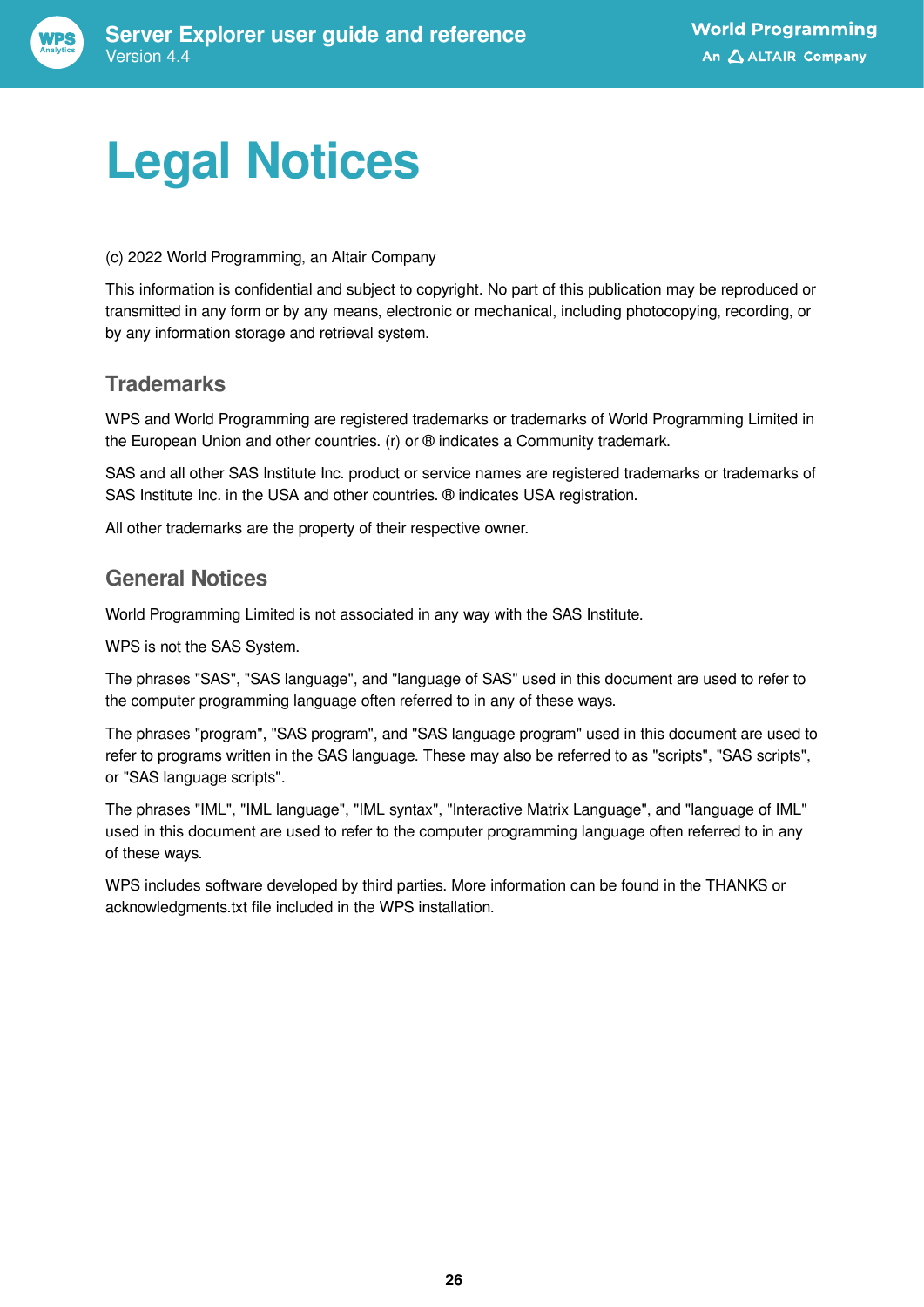# Legal Notices

(c) 2022 World Programming, an Altair Company

This information is confidential and subject to copyright. No part of this publication may be reproduced or transmitted in any form or by any means, electronic or mechanical, including photocopying, recording, or by any information storage and retrieval system.

## Trademarks

WPS and World Programming are registered trademarks or trademarks of World Programming Limited in the European Union and other countries. (r) or ® indicates a Community trademark.

SAS and all other SAS Institute Inc. product or service names are registered trademarks or trademarks of SAS Institute Inc. in the USA and other countries. ® indicates USA registration.

All other trademarks are the property of their respective owner.

## General Notices

World Programming Limited is not associated in any way with the SAS Institute.

WPS is not the SAS System.

The phrases "SAS", "SAS language", and "language of SAS" used in this document are used to refer to the computer programming language often referred to in any of these ways.

The phrases "program", "SAS program", and "SAS language program" used in this document are used to refer to programs written in the SAS language. These may also be referred to as "scripts", "SAS scripts", or "SAS language scripts".

The phrases "IML", "IML language", "IML syntax", "Interactive Matrix Language", and "language of IML" used in this document are used to refer to the computer programming language often referred to in any of these ways.

WPS includes software developed by third parties. More information can be found in the THANKS or acknowledgments.txt file included in the WPS installation.